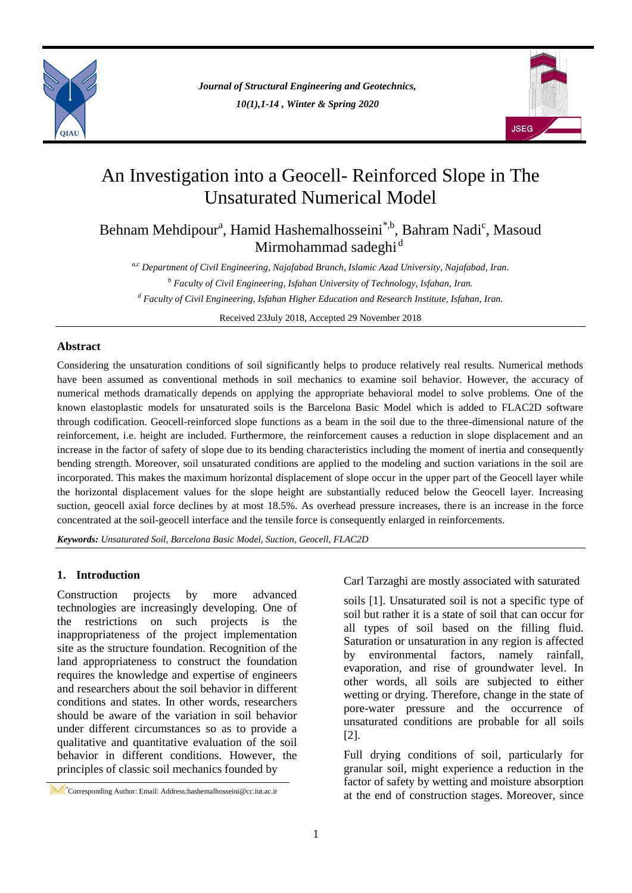# An Investigation into a Geocell- Reinforced Slope in The Unsaturated Numerical Model

Behnam Mehdipour[a], Hamid Hashemalhosseini[*,b], Bahram Nadi[c], Masoud Mirmohammad sadeghi[d]

*[a,c] Department of Civil Engineering, Najafabad Branch, Islamic Azad University, Najafabad, Iran.*

*[b] Faculty of Civil Engineering, Isfahan University of Technology, Isfahan, Iran.*

*[d] Faculty of Civil Engineering, Isfahan Higher Education and Research Institute, Isfahan, Iran.*

Received 23July 2018, Accepted 29 November 2018

## Abstract

Considering the unsaturation conditions of soil significantly helps to produce relatively real results. Numerical methods have been assumed as conventional methods in soil mechanics to examine soil behavior. However, the accuracy of numerical methods dramatically depends on applying the appropriate behavioral model to solve problems. One of the known elastoplastic models for unsaturated soils is the Barcelona Basic Model which is added to FLAC2D software through codification. Geocell-reinforced slope functions as a beam in the soil due to the three-dimensional nature of the reinforcement, i.e. height are included. Furthermore, the reinforcement causes a reduction in slope displacement and an increase in the factor of safety of slope due to its bending characteristics including the moment of inertia and consequently bending strength. Moreover, soil unsaturated conditions are applied to the modeling and suction variations in the soil are incorporated. This makes the maximum horizontal displacement of slope occur in the upper part of the Geocell layer while the horizontal displacement values for the slope height are substantially reduced below the Geocell layer. Increasing suction, geocell axial force declines by at most 18.5%. As overhead pressure increases, there is an increase in the force concentrated at the soil-geocell interface and the tensile force is consequently enlarged in reinforcements.

***Keywords:*** *Unsaturated Soil, Barcelona Basic Model, Suction, Geocell, FLAC2D*

## 1. Introduction

Construction projects by more advanced technologies are increasingly developing. One of the restrictions on such projects is the inappropriateness of the project implementation site as the structure foundation. Recognition of the land appropriateness to construct the foundation requires the knowledge and expertise of engineers and researchers about the soil behavior in different conditions and states. In other words, researchers should be aware of the variation in soil behavior under different circumstances so as to provide a qualitative and quantitative evaluation of the soil behavior in different conditions. However, the principles of classic soil mechanics founded by Carl Tarzaghi are mostly associated with saturated soils [1]. Unsaturated soil is not a specific type of soil but rather it is a state of soil that can occur for all types of soil based on the filling fluid. Saturation or unsaturation in any region is affected by environmental factors, namely rainfall, evaporation, and rise of groundwater level. In other words, all soils are subjected to either wetting or drying. Therefore, change in the state of pore-water pressure and the occurrence of unsaturated conditions are probable for all soils [2].

Full drying conditions of soil, particularly for granular soil, might experience a reduction in the factor of safety by wetting and moisture absorption at the end of construction stages. Moreover, since

*Corresponding Author: Email: Address:hashemalhosseini@cc.iut.ac.ir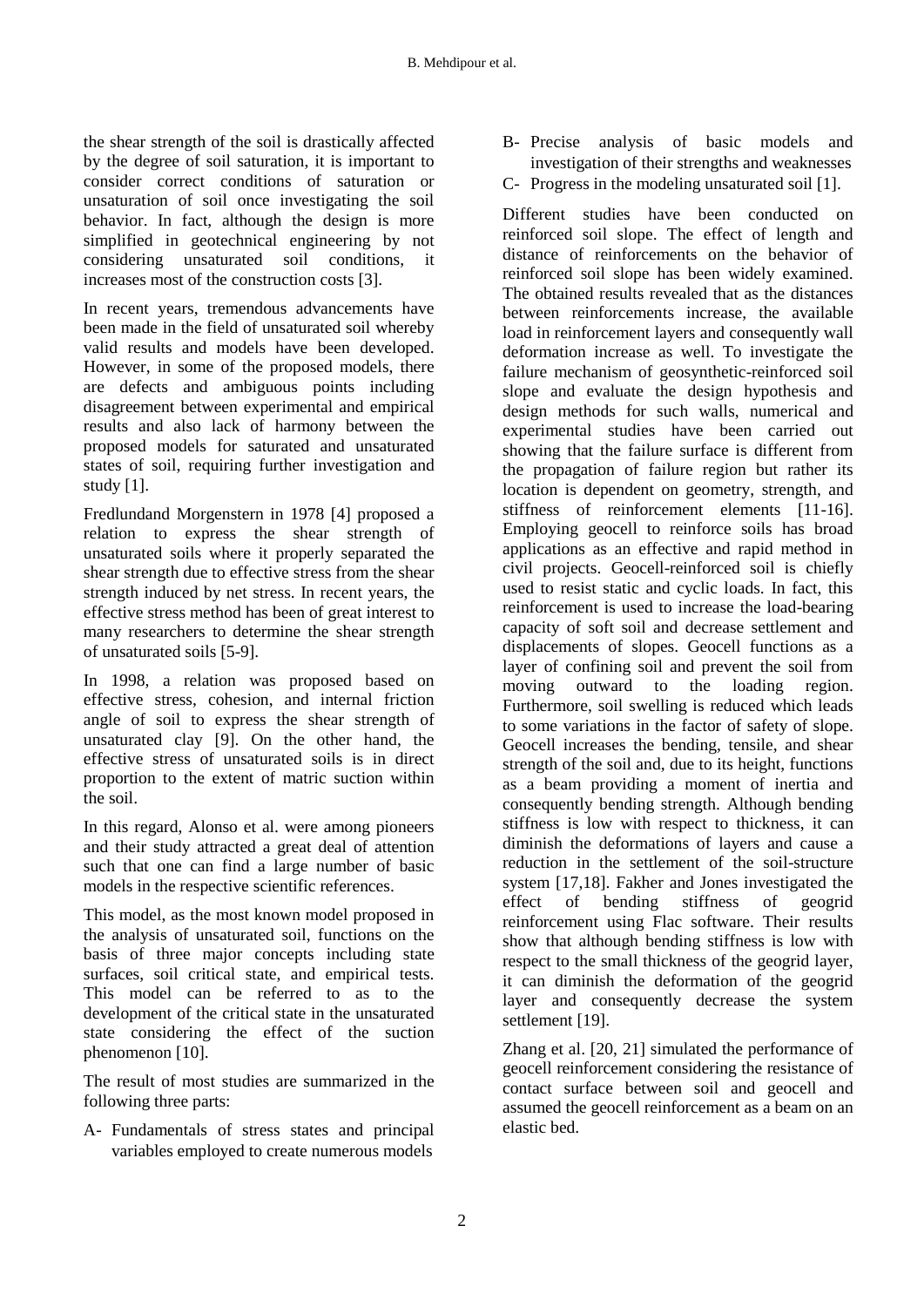the shear strength of the soil is drastically affected by the degree of soil saturation, it is important to consider correct conditions of saturation or unsaturation of soil once investigating the soil behavior. In fact, although the design is more simplified in geotechnical engineering by not considering unsaturated soil conditions, it increases most of the construction costs [3].

In recent years, tremendous advancements have been made in the field of unsaturated soil whereby valid results and models have been developed. However, in some of the proposed models, there are defects and ambiguous points including disagreement between experimental and empirical results and also lack of harmony between the proposed models for saturated and unsaturated states of soil, requiring further investigation and study [1].

Fredlundand Morgenstern in 1978 [4] proposed a relation to express the shear strength of unsaturated soils where it properly separated the shear strength due to effective stress from the shear strength induced by net stress. In recent years, the effective stress method has been of great interest to many researchers to determine the shear strength of unsaturated soils [5-9].

In 1998, a relation was proposed based on effective stress, cohesion, and internal friction angle of soil to express the shear strength of unsaturated clay [9]. On the other hand, the effective stress of unsaturated soils is in direct proportion to the extent of matric suction within the soil.

In this regard, Alonso et al. were among pioneers and their study attracted a great deal of attention such that one can find a large number of basic models in the respective scientific references.

This model, as the most known model proposed in the analysis of unsaturated soil, functions on the basis of three major concepts including state surfaces, soil critical state, and empirical tests. This model can be referred to as to the development of the critical state in the unsaturated state considering the effect of the suction phenomenon [10].

The result of most studies are summarized in the following three parts:

A- Fundamentals of stress states and principal variables employed to create numerous models

B- Precise analysis of basic models and investigation of their strengths and weaknesses

C- Progress in the modeling unsaturated soil [1].

Different studies have been conducted on reinforced soil slope. The effect of length and distance of reinforcements on the behavior of reinforced soil slope has been widely examined. The obtained results revealed that as the distances between reinforcements increase, the available load in reinforcement layers and consequently wall deformation increase as well. To investigate the failure mechanism of geosynthetic-reinforced soil slope and evaluate the design hypothesis and design methods for such walls, numerical and experimental studies have been carried out showing that the failure surface is different from the propagation of failure region but rather its location is dependent on geometry, strength, and stiffness of reinforcement elements [11-16]. Employing geocell to reinforce soils has broad applications as an effective and rapid method in civil projects. Geocell-reinforced soil is chiefly used to resist static and cyclic loads. In fact, this reinforcement is used to increase the load-bearing capacity of soft soil and decrease settlement and displacements of slopes. Geocell functions as a layer of confining soil and prevent the soil from moving outward to the loading region. Furthermore, soil swelling is reduced which leads to some variations in the factor of safety of slope. Geocell increases the bending, tensile, and shear strength of the soil and, due to its height, functions as a beam providing a moment of inertia and consequently bending strength. Although bending stiffness is low with respect to thickness, it can diminish the deformations of layers and cause a reduction in the settlement of the soil-structure system [17,18]. Fakher and Jones investigated the effect of bending stiffness of geogrid reinforcement using Flac software. Their results show that although bending stiffness is low with respect to the small thickness of the geogrid layer, it can diminish the deformation of the geogrid layer and consequently decrease the system settlement [19].

Zhang et al. [20, 21] simulated the performance of geocell reinforcement considering the resistance of contact surface between soil and geocell and assumed the geocell reinforcement as a beam on an elastic bed.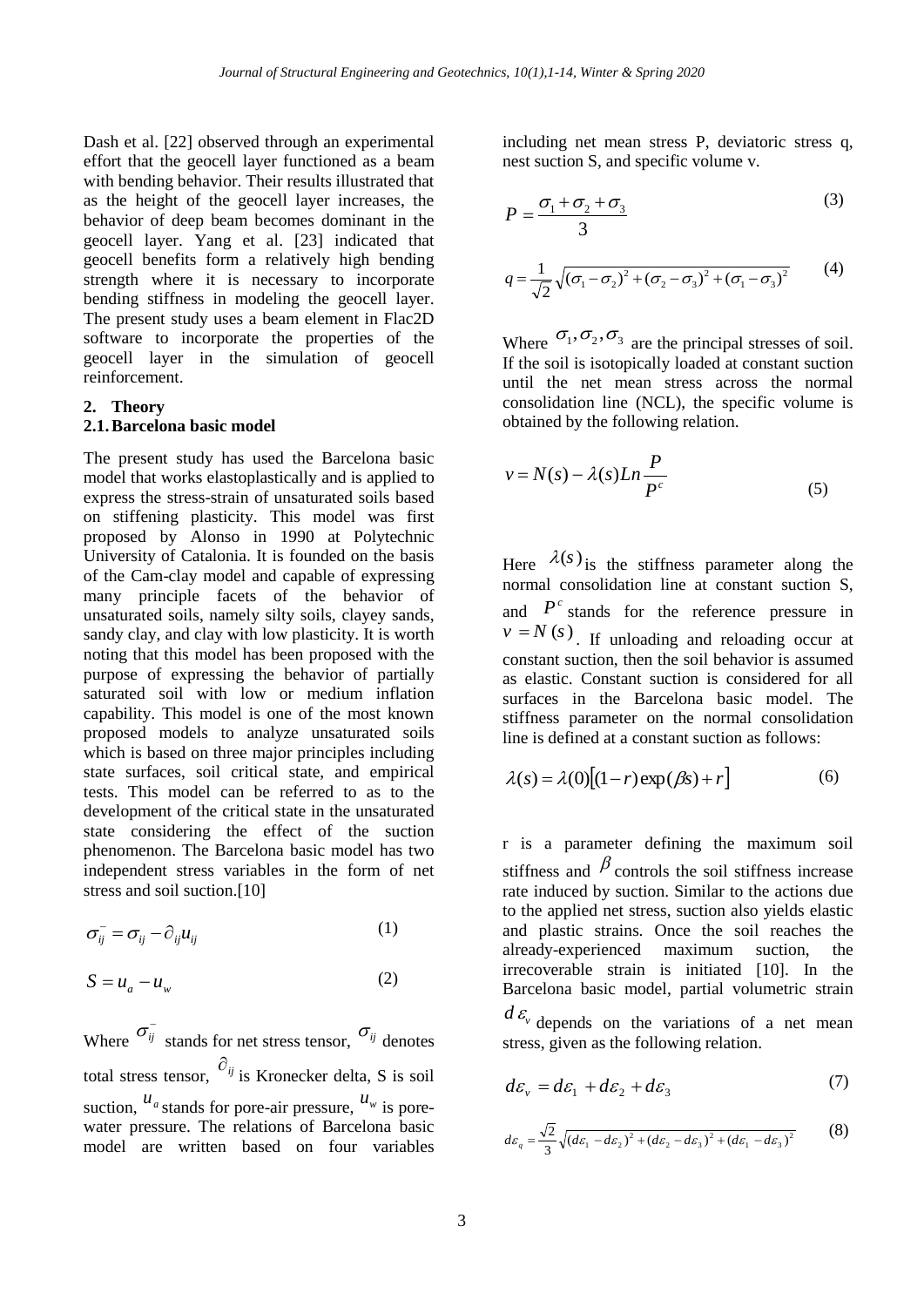Dash et al. [22] observed through an experimental effort that the geocell layer functioned as a beam with bending behavior. Their results illustrated that as the height of the geocell layer increases, the behavior of deep beam becomes dominant in the geocell layer. Yang et al. [23] indicated that geocell benefits form a relatively high bending strength where it is necessary to incorporate bending stiffness in modeling the geocell layer. The present study uses a beam element in Flac2D software to incorporate the properties of the geocell layer in the simulation of geocell reinforcement.

## 2. Theory

### 2.1. Barcelona basic model

The present study has used the Barcelona basic model that works elastoplastically and is applied to express the stress-strain of unsaturated soils based on stiffening plasticity. This model was first proposed by Alonso in 1990 at Polytechnic University of Catalonia. It is founded on the basis of the Cam-clay model and capable of expressing many principle facets of the behavior of unsaturated soils, namely silty soils, clayey sands, sandy clay, and clay with low plasticity. It is worth noting that this model has been proposed with the purpose of expressing the behavior of partially saturated soil with low or medium inflation capability. This model is one of the most known proposed models to analyze unsaturated soils which is based on three major principles including state surfaces, soil critical state, and empirical tests. This model can be referred to as to the development of the critical state in the unsaturated state considering the effect of the suction phenomenon. The Barcelona basic model has two independent stress variables in the form of net stress and soil suction.[10]

$$\bar{\sigma_{ij}} = \sigma_{ij} - \partial_{ij} u_{ij} \tag{1}$$

$$S = u_a - u_w \tag{2}$$

Where $\bar{\sigma_{ij}}$ stands for net stress tensor, $\sigma_{ij}$ denotes total stress tensor, $\partial_{ij}$ is Kronecker delta, S is soil suction, $u_a$ stands for pore-air pressure, $u_w$ is pore-water pressure. The relations of Barcelona basic model are written based on four variables including net mean stress P, deviatoric stress q, nest suction S, and specific volume v.

$$P = \frac{\sigma_1 + \sigma_2 + \sigma_3}{3} \tag{3}$$

$$q = \frac{1}{\sqrt{2}} \sqrt{(\sigma_1 - \sigma_2)^2 + (\sigma_2 - \sigma_3)^2 + (\sigma_1 - \sigma_3)^2} \tag{4}$$

Where $\sigma_1, \sigma_2, \sigma_3$ are the principal stresses of soil. If the soil is isotopically loaded at constant suction until the net mean stress across the normal consolidation line (NCL), the specific volume is obtained by the following relation.

$$v = N(s) - \lambda(s) Ln \frac{P}{P^c} \tag{5}$$

Here $\lambda(s)$ is the stiffness parameter along the normal consolidation line at constant suction S, and $P^c$ stands for the reference pressure in $v = N(s)$. If unloading and reloading occur at constant suction, then the soil behavior is assumed as elastic. Constant suction is considered for all surfaces in the Barcelona basic model. The stiffness parameter on the normal consolidation line is defined at a constant suction as follows:

$$\lambda(s) = \lambda(0)\left[(1-r)\exp(\beta s) + r\right] \tag{6}$$

r is a parameter defining the maximum soil stiffness and $\beta$ controls the soil stiffness increase rate induced by suction. Similar to the actions due to the applied net stress, suction also yields elastic and plastic strains. Once the soil reaches the already-experienced maximum suction, the irrecoverable strain is initiated [10]. In the Barcelona basic model, partial volumetric strain $d\varepsilon_v$ depends on the variations of a net mean stress, given as the following relation.

$$d\varepsilon_v = d\varepsilon_1 + d\varepsilon_2 + d\varepsilon_3 \tag{7}$$

$$d\varepsilon_q = \frac{\sqrt{2}}{3} \sqrt{(d\varepsilon_1 - d\varepsilon_2)^2 + (d\varepsilon_2 - d\varepsilon_3)^2 + (d\varepsilon_1 - d\varepsilon_3)^2} \tag{8}$$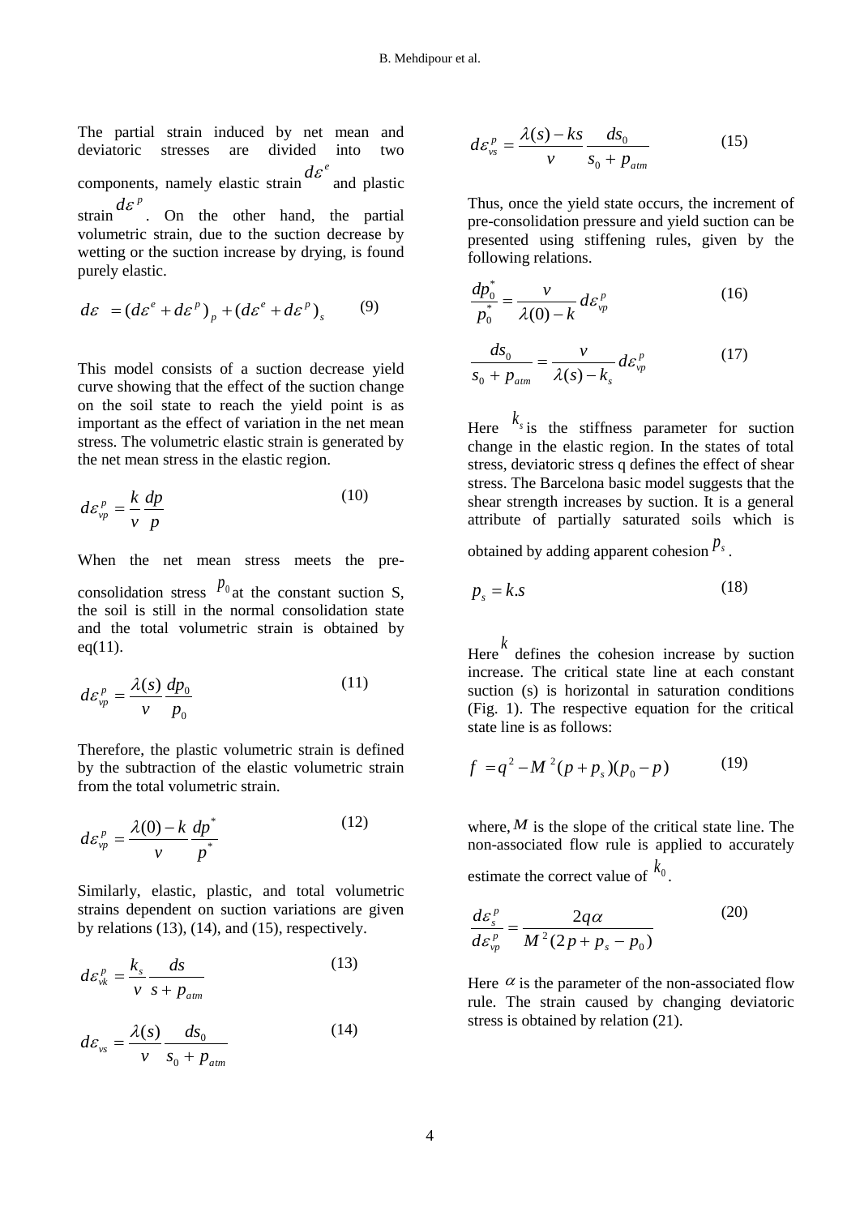The partial strain induced by net mean and deviatoric stresses are divided into two components, namely elastic strain $d\varepsilon^{e}$ and plastic strain $d\varepsilon^{p}$. On the other hand, the partial volumetric strain, due to the suction decrease by wetting or the suction increase by drying, is found purely elastic.

$$d\varepsilon = (d\varepsilon^{e} + d\varepsilon^{p})_{p} + (d\varepsilon^{e} + d\varepsilon^{p})_{s} \tag{9}$$

This model consists of a suction decrease yield curve showing that the effect of the suction change on the soil state to reach the yield point is as important as the effect of variation in the net mean stress. The volumetric elastic strain is generated by the net mean stress in the elastic region.

$$d\varepsilon_{vp}^{p} = \frac{k}{v}\frac{dp}{p} \tag{10}$$

When the net mean stress meets the pre-consolidation stress $p_0$ at the constant suction S, the soil is still in the normal consolidation state and the total volumetric strain is obtained by eq(11).

$$d\varepsilon_{vp}^{p} = \frac{\lambda(s)}{v}\frac{dp_0}{p_0} \tag{11}$$

Therefore, the plastic volumetric strain is defined by the subtraction of the elastic volumetric strain from the total volumetric strain.

$$d\varepsilon_{vp}^{p} = \frac{\lambda(0) - k}{v}\frac{dp^{*}}{p^{*}} \tag{12}$$

Similarly, elastic, plastic, and total volumetric strains dependent on suction variations are given by relations (13), (14), and (15), respectively.

$$d\varepsilon_{vk}^{p} = \frac{k_s}{v}\frac{ds}{s + p_{atm}} \tag{13}$$

$$d\varepsilon_{vs} = \frac{\lambda(s)}{v}\frac{ds_0}{s_0 + p_{atm}} \tag{14}$$

$$d\varepsilon_{vs}^{p} = \frac{\lambda(s) - ks}{v}\frac{ds_0}{s_0 + p_{atm}} \tag{15}$$

Thus, once the yield state occurs, the increment of pre-consolidation pressure and yield suction can be presented using stiffening rules, given by the following relations.

$$\frac{dp_0^{*}}{p_0^{*}} = \frac{v}{\lambda(0) - k}d\varepsilon_{vp}^{p} \tag{16}$$

$$\frac{ds_0}{s_0 + p_{atm}} = \frac{v}{\lambda(s) - k_s}d\varepsilon_{vp}^{p} \tag{17}$$

Here $k_s$ is the stiffness parameter for suction change in the elastic region. In the states of total stress, deviatoric stress q defines the effect of shear stress. The Barcelona basic model suggests that the shear strength increases by suction. It is a general attribute of partially saturated soils which is obtained by adding apparent cohesion $p_s$.

$$p_s = k.s \tag{18}$$

Here $k$ defines the cohesion increase by suction increase. The critical state line at each constant suction (s) is horizontal in saturation conditions (Fig. 1). The respective equation for the critical state line is as follows:

$$f = q^{2} - M^{2}(p + p_s)(p_0 - p) \tag{19}$$

where, $M$ is the slope of the critical state line. The non-associated flow rule is applied to accurately estimate the correct value of $k_0$.

$$\frac{d\varepsilon_{s}^{p}}{d\varepsilon_{vp}^{p}} = \frac{2q\alpha}{M^{2}(2p + p_s - p_0)} \tag{20}$$

Here $\alpha$ is the parameter of the non-associated flow rule. The strain caused by changing deviatoric stress is obtained by relation (21).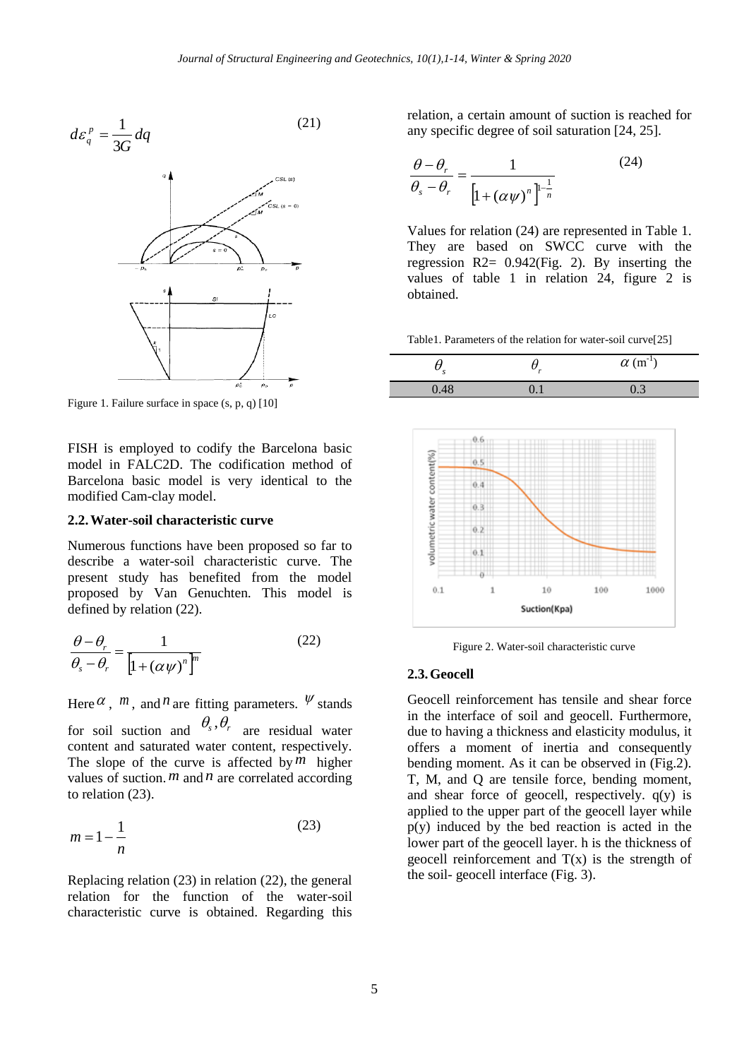$$d\varepsilon_q^p = \frac{1}{3G} dq \tag{21}$$

Figure 1. Failure surface in space (s, p, q) [10]

FISH is employed to codify the Barcelona basic model in FALC2D. The codification method of Barcelona basic model is very identical to the modified Cam-clay model.

## 2.2. Water-soil characteristic curve

Numerous functions have been proposed so far to describe a water-soil characteristic curve. The present study has benefited from the model proposed by Van Genuchten. This model is defined by relation (22).

$$\frac{\theta - \theta_r}{\theta_s - \theta_r} = \frac{1}{\left[1 + (\alpha\psi)^n\right]^m} \tag{22}$$

Here $\alpha$, $m$, and $n$ are fitting parameters. $\psi$ stands for soil suction and $\theta_s, \theta_r$ are residual water content and saturated water content, respectively. The slope of the curve is affected by $m$ higher values of suction. $m$ and $n$ are correlated according to relation (23).

$$m = 1 - \frac{1}{n} \tag{23}$$

Replacing relation (23) in relation (22), the general relation for the function of the water-soil characteristic curve is obtained. Regarding this relation, a certain amount of suction is reached for any specific degree of soil saturation [24, 25].

$$\frac{\theta - \theta_r}{\theta_s - \theta_r} = \frac{1}{\left[1 + (\alpha\psi)^n\right]^{1-\frac{1}{n}}} \tag{24}$$

Values for relation (24) are represented in Table 1. They are based on SWCC curve with the regression R2= 0.942(Fig. 2). By inserting the values of table 1 in relation 24, figure 2 is obtained.

Table1. Parameters of the relation for water-soil curve[25]

| $\theta_s$ | $\theta_r$ | $\alpha$ (m$^{-1}$) |
|---|---|---|
| 0.48 | 0.1 | 0.3 |

Figure 2. Water-soil characteristic curve

## 2.3. Geocell

Geocell reinforcement has tensile and shear force in the interface of soil and geocell. Furthermore, due to having a thickness and elasticity modulus, it offers a moment of inertia and consequently bending moment. As it can be observed in (Fig.2). T, M, and Q are tensile force, bending moment, and shear force of geocell, respectively. q(y) is applied to the upper part of the geocell layer while p(y) induced by the bed reaction is acted in the lower part of the geocell layer. h is the thickness of geocell reinforcement and T(x) is the strength of the soil- geocell interface (Fig. 3).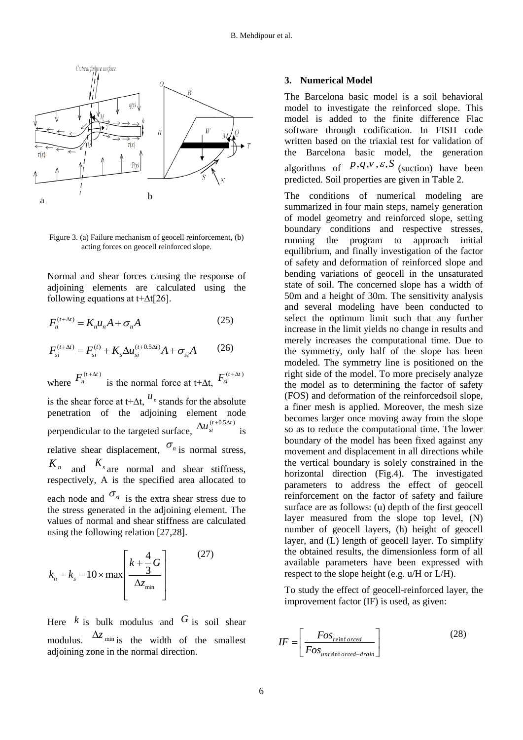Figure 3. (a) Failure mechanism of geocell reinforcement, (b) acting forces on geocell reinforced slope.

Normal and shear forces causing the response of adjoining elements are calculated using the following equations at t+Δt[26].

$$F_n^{(t+\Delta t)} = K_n u_n A + \sigma_n A \tag{25}$$

$$F_{si}^{(t+\Delta t)} = F_{si}^{(t)} + K_s \Delta u_{si}^{(t+0.5\Delta t)} A + \sigma_{si} A \tag{26}$$

where $F_n^{(t+\Delta t)}$ is the normal force at t+Δt, $F_{si}^{(t+\Delta t)}$ is the shear force at t+Δt, $u_n$ stands for the absolute penetration of the adjoining element node perpendicular to the targeted surface, $\Delta u_{si}^{(t+0.5\Delta t)}$ is relative shear displacement, $\sigma_n$ is normal stress, $K_n$ and $K_s$ are normal and shear stiffness, respectively, A is the specified area allocated to each node and $\sigma_{si}$ is the extra shear stress due to the stress generated in the adjoining element. The values of normal and shear stiffness are calculated using the following relation [27,28].

$$k_n = k_s = 10 \times \max \left[ \frac{k + \frac{4}{3} G}{\Delta z_{\min}} \right] \tag{27}$$

Here $k$ is bulk modulus and $G$ is soil shear modulus. $\Delta z_{\min}$ is the width of the smallest adjoining zone in the normal direction.

## 3. Numerical Model

The Barcelona basic model is a soil behavioral model to investigate the reinforced slope. This model is added to the finite difference Flac software through codification. In FISH code written based on the triaxial test for validation of the Barcelona basic model, the generation algorithms of $p, q, v, \varepsilon, S$ (suction) have been predicted. Soil properties are given in Table 2.

The conditions of numerical modeling are summarized in four main steps, namely generation of model geometry and reinforced slope, setting boundary conditions and respective stresses, running the program to approach initial equilibrium, and finally investigation of the factor of safety and deformation of reinforced slope and bending variations of geocell in the unsaturated state of soil. The concerned slope has a width of 50m and a height of 30m. The sensitivity analysis and several modeling have been conducted to select the optimum limit such that any further increase in the limit yields no change in results and merely increases the computational time. Due to the symmetry, only half of the slope has been modeled. The symmetry line is positioned on the right side of the model. To more precisely analyze the model as to determining the factor of safety (FOS) and deformation of the reinforcedsoil slope, a finer mesh is applied. Moreover, the mesh size becomes larger once moving away from the slope so as to reduce the computational time. The lower boundary of the model has been fixed against any movement and displacement in all directions while the vertical boundary is solely constrained in the horizontal direction (Fig.4). The investigated parameters to address the effect of geocell reinforcement on the factor of safety and failure surface are as follows: (u) depth of the first geocell layer measured from the slope top level, (N) number of geocell layers, (h) height of geocell layer, and (L) length of geocell layer. To simplify the obtained results, the dimensionless form of all available parameters have been expressed with respect to the slope height (e.g. u/H or L/H).

To study the effect of geocell-reinforced layer, the improvement factor (IF) is used, as given:

$$IF = \left[ \frac{Fos_{reinforced}}{Fos_{unreinforced-drain}} \right] \tag{28}$$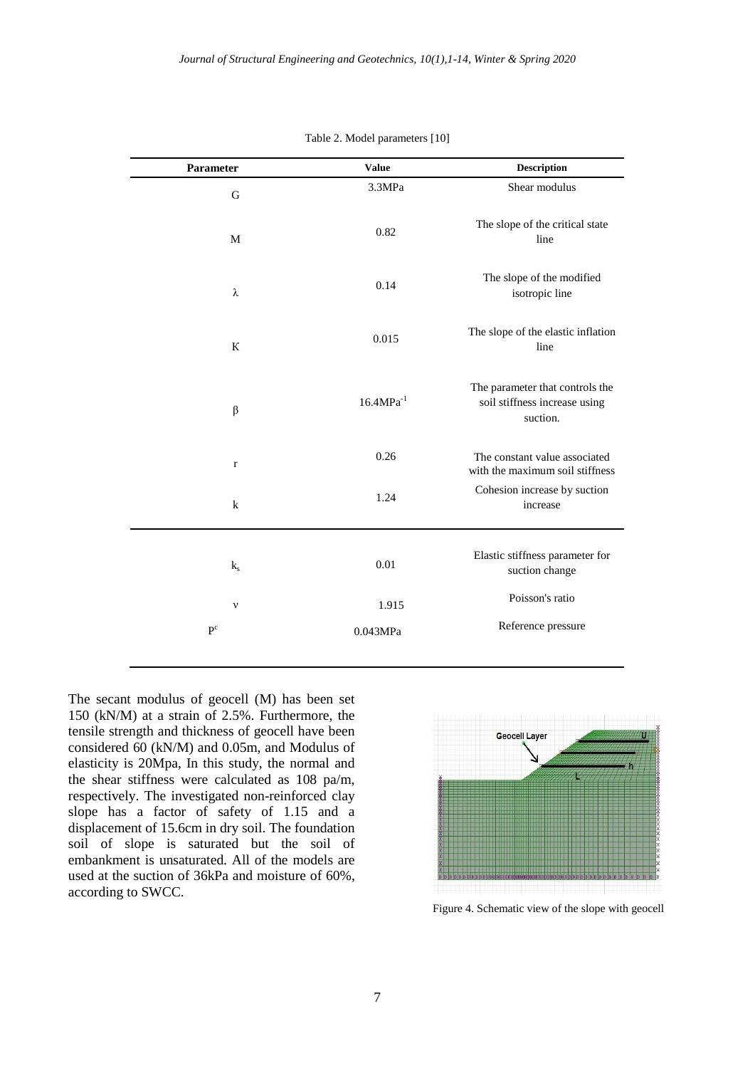Table 2. Model parameters [10]

| Parameter | Value | Description |
| --- | --- | --- |
| G | 3.3MPa | Shear modulus |
| M | 0.82 | The slope of the critical state line |
| λ | 0.14 | The slope of the modified isotropic line |
| Κ | 0.015 | The slope of the elastic inflation line |
| β | $16.4MPa^{-1}$ | The parameter that controls the soil stiffness increase using suction. |
| r | 0.26 | The constant value associated with the maximum soil stiffness |
| k | 1.24 | Cohesion increase by suction increase |
| $k_s$ | 0.01 | Elastic stiffness parameter for suction change |
| ν | 1.915 | Poisson's ratio |
| $P^c$ | 0.043MPa | Reference pressure |

The secant modulus of geocell (M) has been set 150 (kN/M) at a strain of 2.5%. Furthermore, the tensile strength and thickness of geocell have been considered 60 (kN/M) and 0.05m, and Modulus of elasticity is 20Mpa, In this study, the normal and the shear stiffness were calculated as 108 pa/m, respectively. The investigated non-reinforced clay slope has a factor of safety of 1.15 and a displacement of 15.6cm in dry soil. The foundation soil of slope is saturated but the soil of embankment is unsaturated. All of the models are used at the suction of 36kPa and moisture of 60%, according to SWCC.

Figure 4. Schematic view of the slope with geocell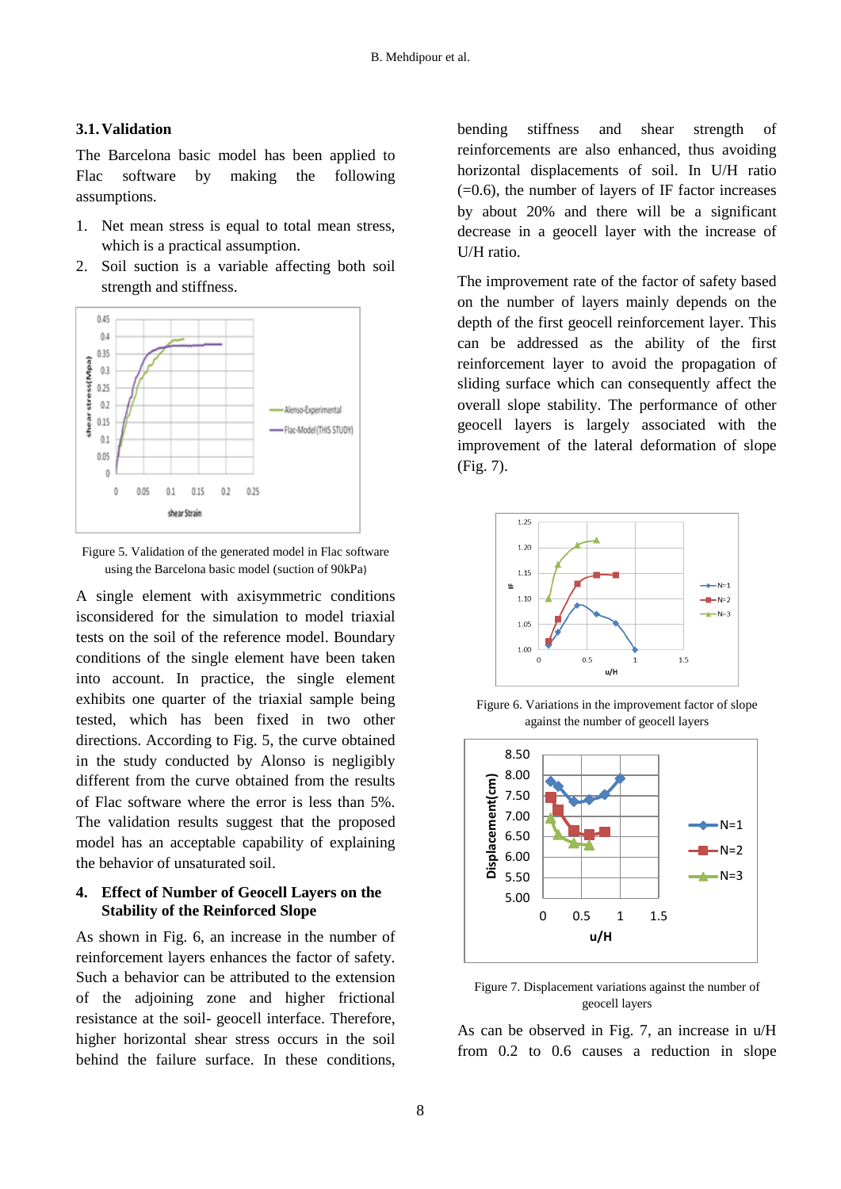### 3.1. Validation

The Barcelona basic model has been applied to Flac software by making the following assumptions.

1. Net mean stress is equal to total mean stress, which is a practical assumption.
2. Soil suction is a variable affecting both soil strength and stiffness.

Figure 5. Validation of the generated model in Flac software using the Barcelona basic model (suction of 90kPa)

A single element with axisymmetric conditions isconsidered for the simulation to model triaxial tests on the soil of the reference model. Boundary conditions of the single element have been taken into account. In practice, the single element exhibits one quarter of the triaxial sample being tested, which has been fixed in two other directions. According to Fig. 5, the curve obtained in the study conducted by Alonso is negligibly different from the curve obtained from the results of Flac software where the error is less than 5%. The validation results suggest that the proposed model has an acceptable capability of explaining the behavior of unsaturated soil.

## 4. Effect of Number of Geocell Layers on the Stability of the Reinforced Slope

As shown in Fig. 6, an increase in the number of reinforcement layers enhances the factor of safety. Such a behavior can be attributed to the extension of the adjoining zone and higher frictional resistance at the soil- geocell interface. Therefore, higher horizontal shear stress occurs in the soil behind the failure surface. In these conditions, bending stiffness and shear strength of reinforcements are also enhanced, thus avoiding horizontal displacements of soil. In U/H ratio (=0.6), the number of layers of IF factor increases by about 20% and there will be a significant decrease in a geocell layer with the increase of U/H ratio.

The improvement rate of the factor of safety based on the number of layers mainly depends on the depth of the first geocell reinforcement layer. This can be addressed as the ability of the first reinforcement layer to avoid the propagation of sliding surface which can consequently affect the overall slope stability. The performance of other geocell layers is largely associated with the improvement of the lateral deformation of slope (Fig. 7).

Figure 6. Variations in the improvement factor of slope against the number of geocell layers

Figure 7. Displacement variations against the number of geocell layers

As can be observed in Fig. 7, an increase in u/H from 0.2 to 0.6 causes a reduction in slope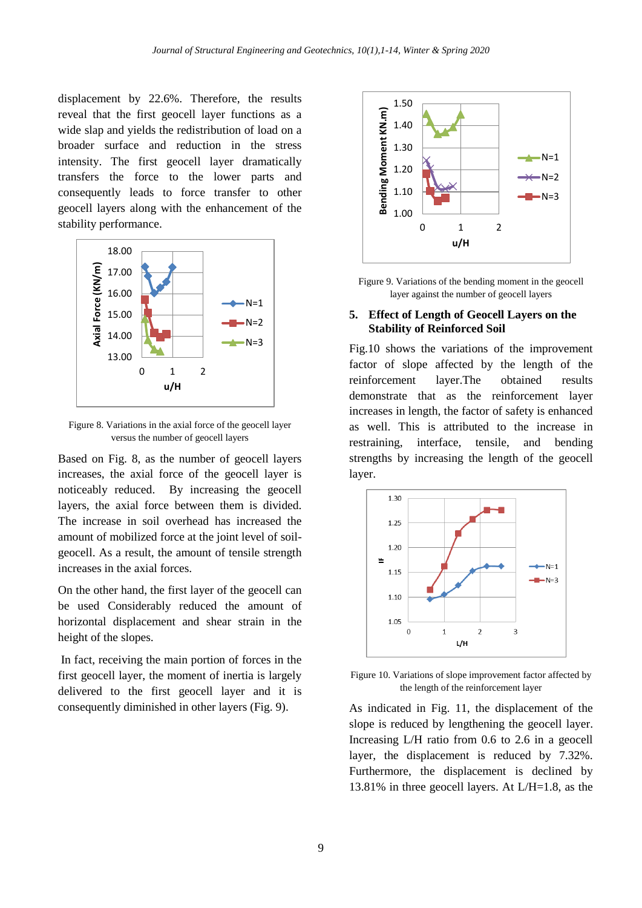displacement by 22.6%. Therefore, the results reveal that the first geocell layer functions as a wide slap and yields the redistribution of load on a broader surface and reduction in the stress intensity. The first geocell layer dramatically transfers the force to the lower parts and consequently leads to force transfer to other geocell layers along with the enhancement of the stability performance.

Figure 8. Variations in the axial force of the geocell layer versus the number of geocell layers

Based on Fig. 8, as the number of geocell layers increases, the axial force of the geocell layer is noticeably reduced. By increasing the geocell layers, the axial force between them is divided. The increase in soil overhead has increased the amount of mobilized force at the joint level of soil-geocell. As a result, the amount of tensile strength increases in the axial forces.

On the other hand, the first layer of the geocell can be used Considerably reduced the amount of horizontal displacement and shear strain in the height of the slopes.

In fact, receiving the main portion of forces in the first geocell layer, the moment of inertia is largely delivered to the first geocell layer and it is consequently diminished in other layers (Fig. 9).

Figure 9. Variations of the bending moment in the geocell layer against the number of geocell layers

## 5. Effect of Length of Geocell Layers on the Stability of Reinforced Soil

Fig.10 shows the variations of the improvement factor of slope affected by the length of the reinforcement layer.The obtained results demonstrate that as the reinforcement layer increases in length, the factor of safety is enhanced as well. This is attributed to the increase in restraining, interface, tensile, and bending strengths by increasing the length of the geocell layer.

Figure 10. Variations of slope improvement factor affected by the length of the reinforcement layer

As indicated in Fig. 11, the displacement of the slope is reduced by lengthening the geocell layer. Increasing L/H ratio from 0.6 to 2.6 in a geocell layer, the displacement is reduced by 7.32%. Furthermore, the displacement is declined by 13.81% in three geocell layers. At L/H=1.8, as the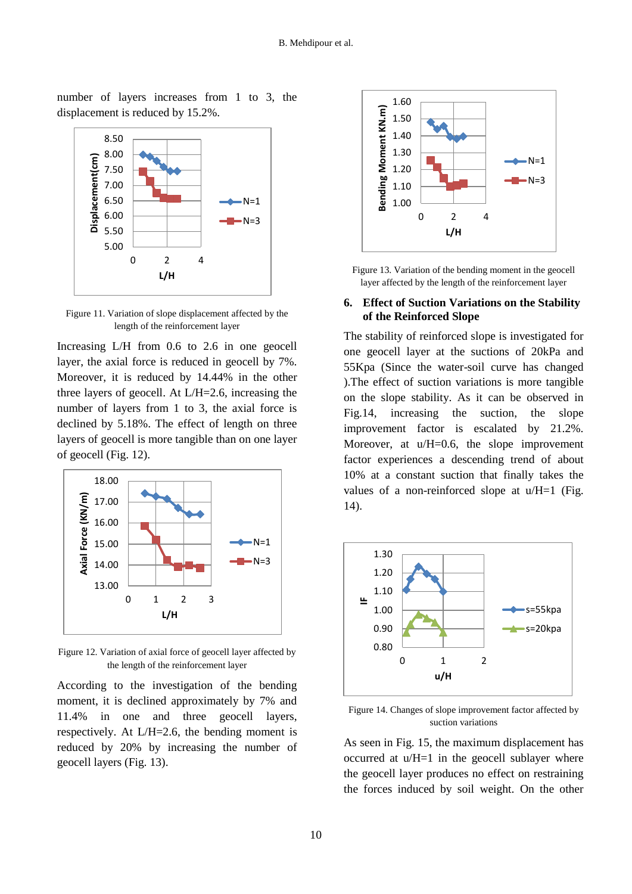number of layers increases from 1 to 3, the displacement is reduced by 15.2%.

Figure 11. Variation of slope displacement affected by the length of the reinforcement layer

Increasing L/H from 0.6 to 2.6 in one geocell layer, the axial force is reduced in geocell by 7%. Moreover, it is reduced by 14.44% in the other three layers of geocell. At L/H=2.6, increasing the number of layers from 1 to 3, the axial force is declined by 5.18%. The effect of length on three layers of geocell is more tangible than on one layer of geocell (Fig. 12).

Figure 12. Variation of axial force of geocell layer affected by the length of the reinforcement layer

According to the investigation of the bending moment, it is declined approximately by 7% and 11.4% in one and three geocell layers, respectively. At L/H=2.6, the bending moment is reduced by 20% by increasing the number of geocell layers (Fig. 13).

Figure 13. Variation of the bending moment in the geocell layer affected by the length of the reinforcement layer

## 6. Effect of Suction Variations on the Stability of the Reinforced Slope

The stability of reinforced slope is investigated for one geocell layer at the suctions of 20kPa and 55Kpa (Since the water-soil curve has changed ).The effect of suction variations is more tangible on the slope stability. As it can be observed in Fig.14, increasing the suction, the slope improvement factor is escalated by 21.2%. Moreover, at u/H=0.6, the slope improvement factor experiences a descending trend of about 10% at a constant suction that finally takes the values of a non-reinforced slope at u/H=1 (Fig. 14).

Figure 14. Changes of slope improvement factor affected by suction variations

As seen in Fig. 15, the maximum displacement has occurred at u/H=1 in the geocell sublayer where the geocell layer produces no effect on restraining the forces induced by soil weight. On the other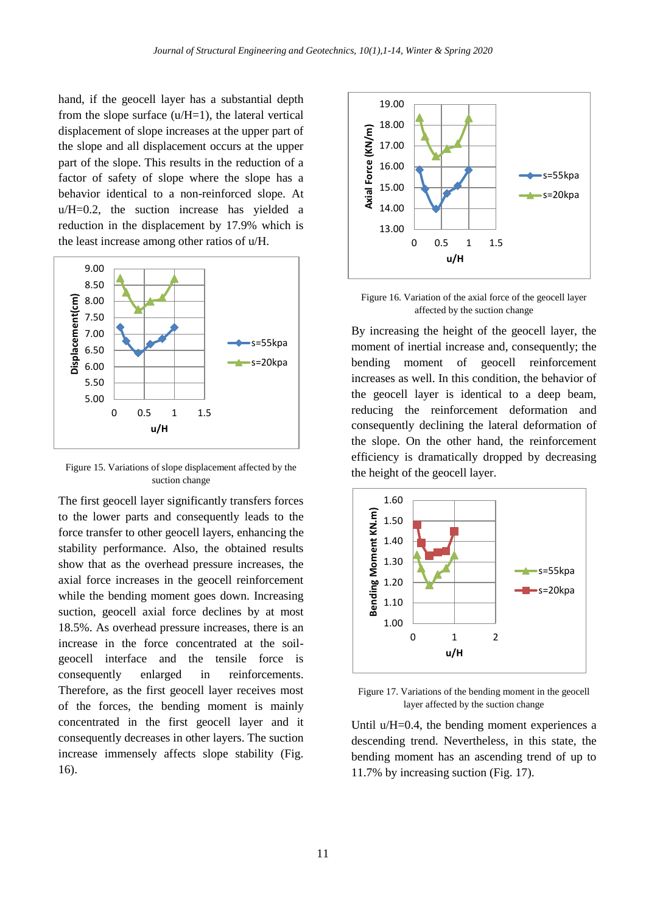hand, if the geocell layer has a substantial depth from the slope surface (u/H=1), the lateral vertical displacement of slope increases at the upper part of the slope and all displacement occurs at the upper part of the slope. This results in the reduction of a factor of safety of slope where the slope has a behavior identical to a non-reinforced slope. At u/H=0.2, the suction increase has yielded a reduction in the displacement by 17.9% which is the least increase among other ratios of u/H.

Figure 15. Variations of slope displacement affected by the suction change

The first geocell layer significantly transfers forces to the lower parts and consequently leads to the force transfer to other geocell layers, enhancing the stability performance. Also, the obtained results show that as the overhead pressure increases, the axial force increases in the geocell reinforcement while the bending moment goes down. Increasing suction, geocell axial force declines by at most 18.5%. As overhead pressure increases, there is an increase in the force concentrated at the soil-geocell interface and the tensile force is consequently enlarged in reinforcements. Therefore, as the first geocell layer receives most of the forces, the bending moment is mainly concentrated in the first geocell layer and it consequently decreases in other layers. The suction increase immensely affects slope stability (Fig. 16).

Figure 16. Variation of the axial force of the geocell layer affected by the suction change

By increasing the height of the geocell layer, the moment of inertial increase and, consequently; the bending moment of geocell reinforcement increases as well. In this condition, the behavior of the geocell layer is identical to a deep beam, reducing the reinforcement deformation and consequently declining the lateral deformation of the slope. On the other hand, the reinforcement efficiency is dramatically dropped by decreasing the height of the geocell layer.

Figure 17. Variations of the bending moment in the geocell layer affected by the suction change

Until u/H=0.4, the bending moment experiences a descending trend. Nevertheless, in this state, the bending moment has an ascending trend of up to 11.7% by increasing suction (Fig. 17).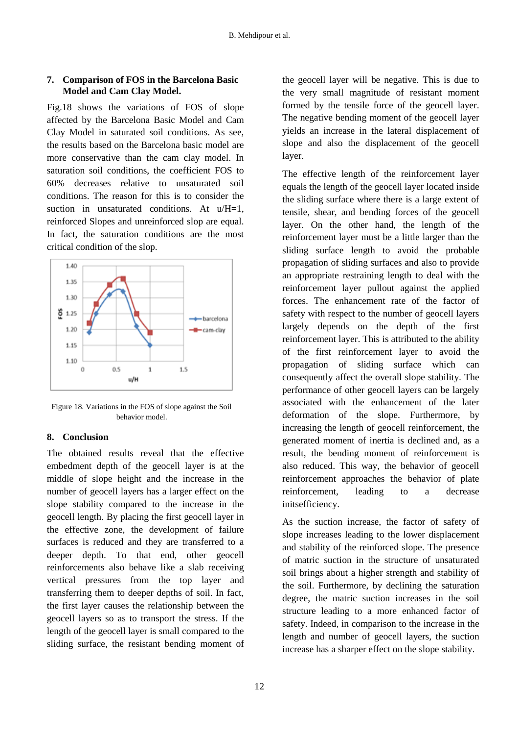## 7. Comparison of FOS in the Barcelona Basic Model and Cam Clay Model.

Fig.18 shows the variations of FOS of slope affected by the Barcelona Basic Model and Cam Clay Model in saturated soil conditions. As see, the results based on the Barcelona basic model are more conservative than the cam clay model. In saturation soil conditions, the coefficient FOS to 60% decreases relative to unsaturated soil conditions. The reason for this is to consider the suction in unsaturated conditions. At u/H=1, reinforced Slopes and unreinforced slop are equal. In fact, the saturation conditions are the most critical condition of the slop.

Figure 18. Variations in the FOS of slope against the Soil behavior model.

## 8. Conclusion

The obtained results reveal that the effective embedment depth of the geocell layer is at the middle of slope height and the increase in the number of geocell layers has a larger effect on the slope stability compared to the increase in the geocell length. By placing the first geocell layer in the effective zone, the development of failure surfaces is reduced and they are transferred to a deeper depth. To that end, other geocell reinforcements also behave like a slab receiving vertical pressures from the top layer and transferring them to deeper depths of soil. In fact, the first layer causes the relationship between the geocell layers so as to transport the stress. If the length of the geocell layer is small compared to the sliding surface, the resistant bending moment of the geocell layer will be negative. This is due to the very small magnitude of resistant moment formed by the tensile force of the geocell layer. The negative bending moment of the geocell layer yields an increase in the lateral displacement of slope and also the displacement of the geocell layer.

The effective length of the reinforcement layer equals the length of the geocell layer located inside the sliding surface where there is a large extent of tensile, shear, and bending forces of the geocell layer. On the other hand, the length of the reinforcement layer must be a little larger than the sliding surface length to avoid the probable propagation of sliding surfaces and also to provide an appropriate restraining length to deal with the reinforcement layer pullout against the applied forces. The enhancement rate of the factor of safety with respect to the number of geocell layers largely depends on the depth of the first reinforcement layer. This is attributed to the ability of the first reinforcement layer to avoid the propagation of sliding surface which can consequently affect the overall slope stability. The performance of other geocell layers can be largely associated with the enhancement of the later deformation of the slope. Furthermore, by increasing the length of geocell reinforcement, the generated moment of inertia is declined and, as a result, the bending moment of reinforcement is also reduced. This way, the behavior of geocell reinforcement approaches the behavior of plate reinforcement, leading to a decrease initsefficiency.

As the suction increase, the factor of safety of slope increases leading to the lower displacement and stability of the reinforced slope. The presence of matric suction in the structure of unsaturated soil brings about a higher strength and stability of the soil. Furthermore, by declining the saturation degree, the matric suction increases in the soil structure leading to a more enhanced factor of safety. Indeed, in comparison to the increase in the length and number of geocell layers, the suction increase has a sharper effect on the slope stability.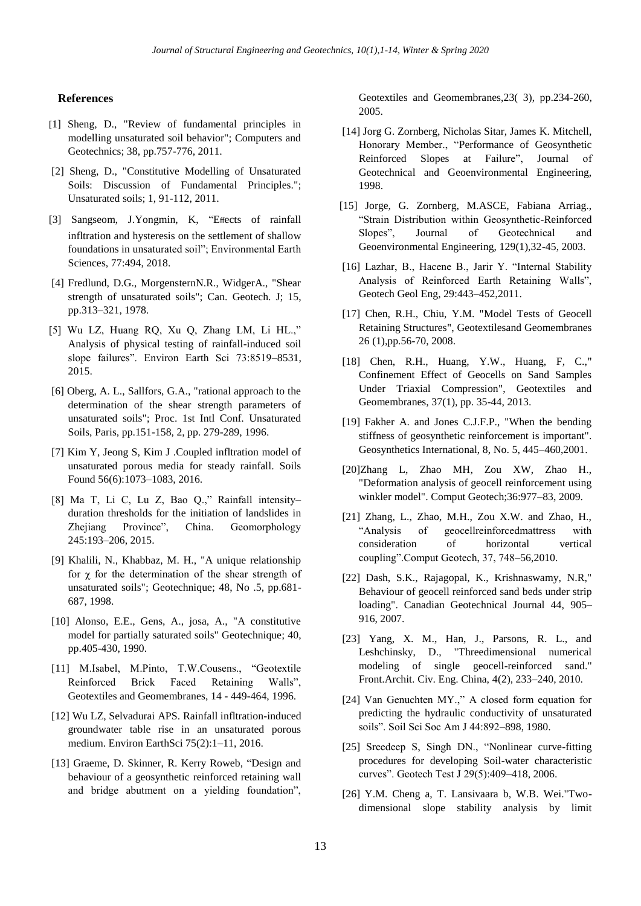## References

[1] Sheng, D., "Review of fundamental principles in modelling unsaturated soil behavior"; Computers and Geotechnics; 38, pp.757-776, 2011.

[2] Sheng, D., "Constitutive Modelling of Unsaturated Soils: Discussion of Fundamental Principles."; Unsaturated soils; 1, 91-112, 2011.

[3] Sangseom, J.Yongmin, K, "Effects of rainfall infltration and hysteresis on the settlement of shallow foundations in unsaturated soil"; Environmental Earth Sciences, 77:494, 2018.

[4] Fredlund, D.G., MorgensternN.R., WidgerA., "Shear strength of unsaturated soils"; Can. Geotech. J; 15, pp.313–321, 1978.

[5] Wu LZ, Huang RQ, Xu Q, Zhang LM, Li HL.," Analysis of physical testing of rainfall-induced soil slope failures". Environ Earth Sci 73:8519–8531, 2015.

[6] Oberg, A. L., Sallfors, G.A., "rational approach to the determination of the shear strength parameters of unsaturated soils"; Proc. 1st Intl Conf. Unsaturated Soils, Paris, pp.151-158, 2, pp. 279-289, 1996.

[7] Kim Y, Jeong S, Kim J .Coupled infltration model of unsaturated porous media for steady rainfall. Soils Found 56(6):1073–1083, 2016.

[8] Ma T, Li C, Lu Z, Bao Q.," Rainfall intensity–duration thresholds for the initiation of landslides in Zhejiang Province", China. Geomorphology 245:193–206, 2015.

[9] Khalili, N., Khabbaz, M. H., "A unique relationship for χ for the determination of the shear strength of unsaturated soils"; Geotechnique; 48, No .5, pp.681-687, 1998.

[10] Alonso, E.E., Gens, A., josa, A., "A constitutive model for partially saturated soils" Geotechnique; 40, pp.405-430, 1990.

[11] M.Isabel, M.Pinto, T.W.Cousens., "Geotextile Reinforced Brick Faced Retaining Walls", Geotextiles and Geomembranes, 14 - 449-464, 1996.

[12] Wu LZ, Selvadurai APS. Rainfall infltration-induced groundwater table rise in an unsaturated porous medium. Environ EarthSci 75(2):1–11, 2016.

[13] Graeme, D. Skinner, R. Kerry Roweb, "Design and behaviour of a geosynthetic reinforced retaining wall and bridge abutment on a yielding foundation", Geotextiles and Geomembranes,23( 3), pp.234-260, 2005.

[14] Jorg G. Zornberg, Nicholas Sitar, James K. Mitchell, Honorary Member., "Performance of Geosynthetic Reinforced Slopes at Failure", Journal of Geotechnical and Geoenvironmental Engineering, 1998.

[15] Jorge, G. Zornberg, M.ASCE, Fabiana Arriag., "Strain Distribution within Geosynthetic-Reinforced Slopes", Journal of Geotechnical and Geoenvironmental Engineering, 129(1),32-45, 2003.

[16] Lazhar, B., Hacene B., Jarir Y. "Internal Stability Analysis of Reinforced Earth Retaining Walls", Geotech Geol Eng, 29:443–452,2011.

[17] Chen, R.H., Chiu, Y.M. "Model Tests of Geocell Retaining Structures", Geotextilesand Geomembranes 26 (1),pp.56-70, 2008.

[18] Chen, R.H., Huang, Y.W., Huang, F, C.," Confinement Effect of Geocells on Sand Samples Under Triaxial Compression", Geotextiles and Geomembranes, 37(1), pp. 35-44, 2013.

[19] Fakher A. and Jones C.J.F.P., "When the bending stiffness of geosynthetic reinforcement is important". Geosynthetics International, 8, No. 5, 445–460,2001.

[20]Zhang L, Zhao MH, Zou XW, Zhao H., "Deformation analysis of geocell reinforcement using winkler model". Comput Geotech;36:977–83, 2009.

[21] Zhang, L., Zhao, M.H., Zou X.W. and Zhao, H., "Analysis of geocellreinforcedmattress with consideration of horizontal vertical coupling".Comput Geotech, 37, 748–56,2010.

[22] Dash, S.K., Rajagopal, K., Krishnaswamy, N.R," Behaviour of geocell reinforced sand beds under strip loading". Canadian Geotechnical Journal 44, 905–916, 2007.

[23] Yang, X. M., Han, J., Parsons, R. L., and Leshchinsky, D., "Threedimensional numerical modeling of single geocell-reinforced sand." Front.Archit. Civ. Eng. China, 4(2), 233–240, 2010.

[24] Van Genuchten MY.," A closed form equation for predicting the hydraulic conductivity of unsaturated soils". Soil Sci Soc Am J 44:892–898, 1980.

[25] Sreedeep S, Singh DN., "Nonlinear curve-fitting procedures for developing Soil-water characteristic curves". Geotech Test J 29(5):409–418, 2006.

[26] Y.M. Cheng a, T. Lansivaara b, W.B. Wei."Two-dimensional slope stability analysis by limit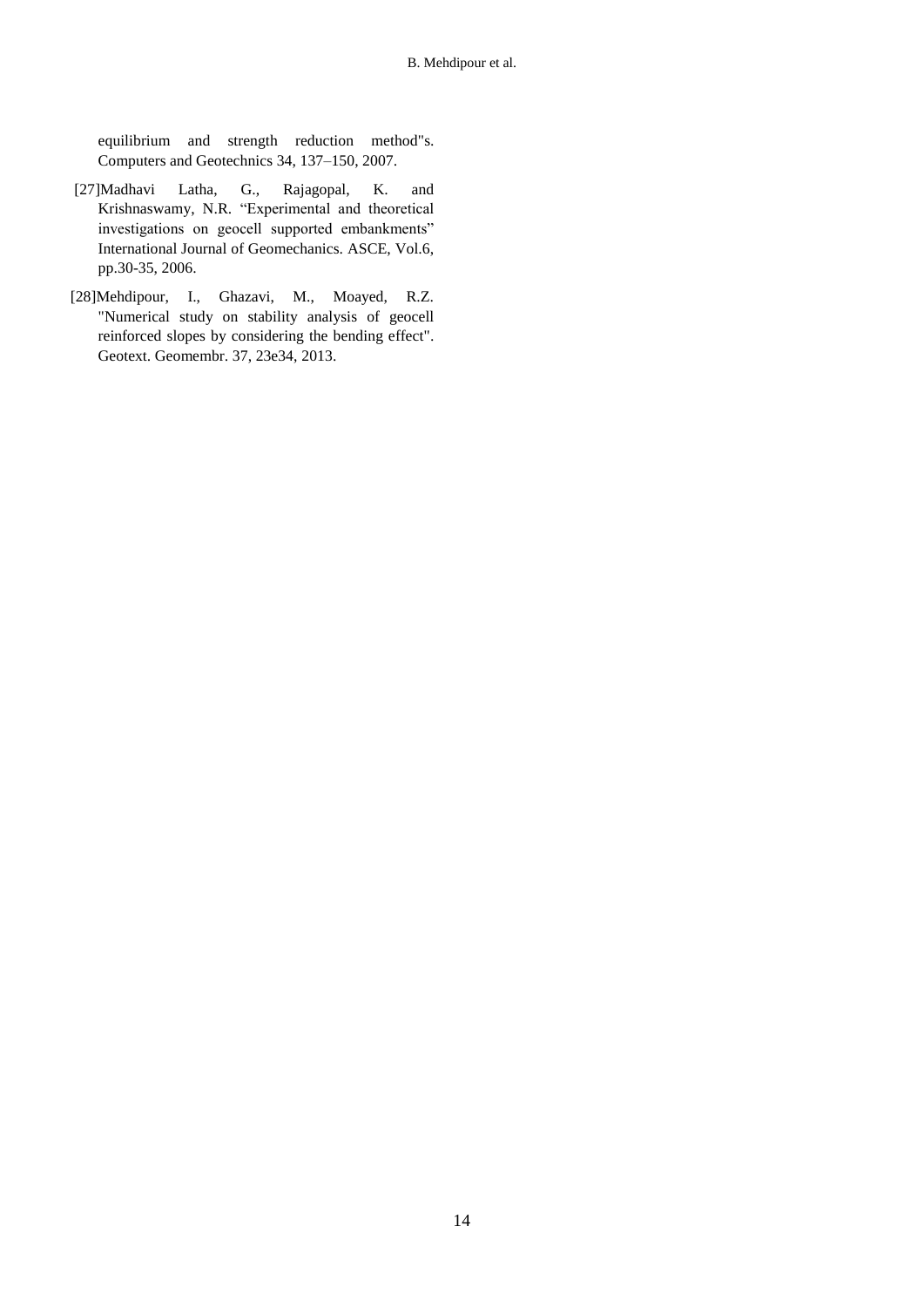equilibrium and strength reduction method"s. Computers and Geotechnics 34, 137–150, 2007.

[27]Madhavi Latha, G., Rajagopal, K. and Krishnaswamy, N.R. "Experimental and theoretical investigations on geocell supported embankments" International Journal of Geomechanics. ASCE, Vol.6, pp.30-35, 2006.

[28]Mehdipour, I., Ghazavi, M., Moayed, R.Z. "Numerical study on stability analysis of geocell reinforced slopes by considering the bending effect". Geotext. Geomembr. 37, 23e34, 2013.